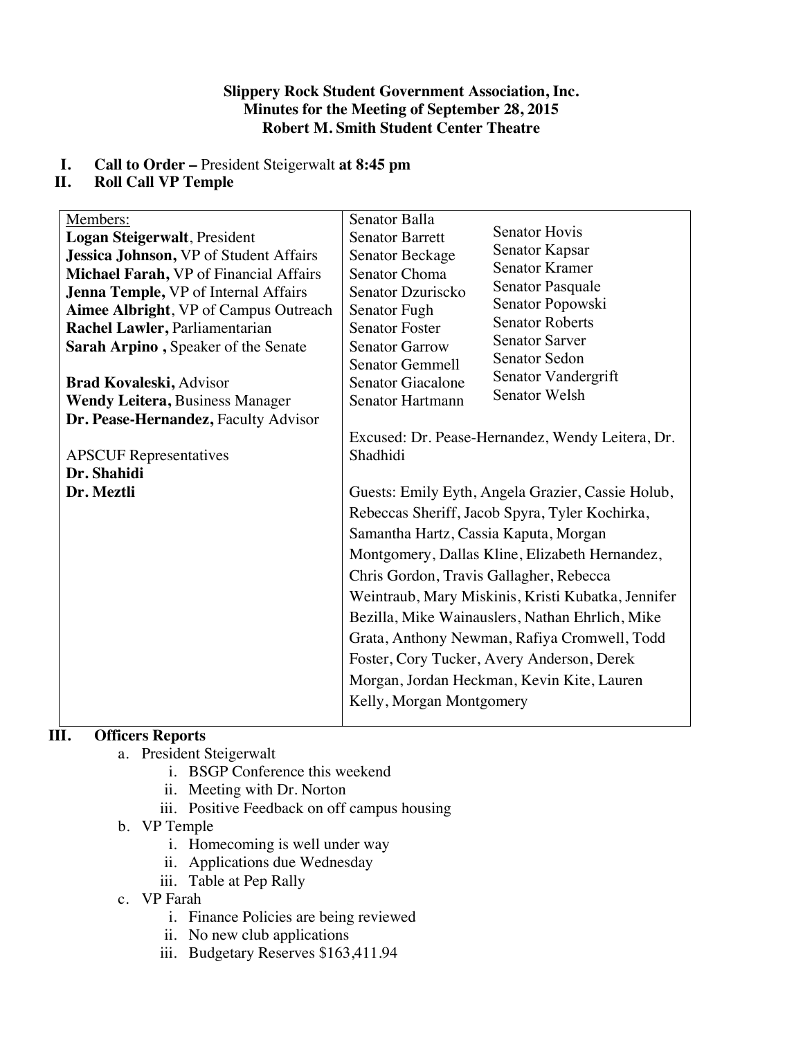**Slippery Rock Student Government Association, Inc.**
**Minutes for the Meeting of September 28, 2015**
**Robert M. Smith Student Center Theatre**

**I. Call to Order –** President Steigerwalt **at 8:45 pm**
**II. Roll Call VP Temple**

| Members: | Senators |
|---|---|
| **Logan Steigerwalt**, President<br>**Jessica Johnson,** VP of Student Affairs<br>**Michael Farah,** VP of Financial Affairs<br>**Jenna Temple,** VP of Internal Affairs<br>**Aimee Albright**, VP of Campus Outreach<br>**Rachel Lawler,** Parliamentarian<br>**Sarah Arpino ,** Speaker of the Senate<br><br>**Brad Kovaleski,** Advisor<br>**Wendy Leitera,** Business Manager<br>**Dr. Pease-Hernandez,** Faculty Advisor<br><br>APSCUF Representatives<br>**Dr. Shahidi**<br>**Dr. Meztli** | Senator Balla<br>Senator Barrett<br>Senator Beckage<br>Senator Choma<br>Senator Dzuriscko<br>Senator Fugh<br>Senator Foster<br>Senator Garrow<br>Senator Gemmell<br>Senator Giacalone<br>Senator Hartmann<br>Senator Hovis<br>Senator Kapsar<br>Senator Kramer<br>Senator Pasquale<br>Senator Popowski<br>Senator Roberts<br>Senator Sarver<br>Senator Sedon<br>Senator Vandergrift<br>Senator Welsh<br><br>Excused: Dr. Pease-Hernandez, Wendy Leitera, Dr. Shadhidi<br><br>Guests: Emily Eyth, Angela Grazier, Cassie Holub, Rebeccas Sheriff, Jacob Spyra, Tyler Kochirka, Samantha Hartz, Cassia Kaputa, Morgan Montgomery, Dallas Kline, Elizabeth Hernandez, Chris Gordon, Travis Gallagher, Rebecca Weintraub, Mary Miskinis, Kristi Kubatka, Jennifer Bezilla, Mike Wainauslers, Nathan Ehrlich, Mike Grata, Anthony Newman, Rafiya Cromwell, Todd Foster, Cory Tucker, Avery Anderson, Derek Morgan, Jordan Heckman, Kevin Kite, Lauren Kelly, Morgan Montgomery |

**III. Officers Reports**

a. President Steigerwalt
   i. BSGP Conference this weekend
   ii. Meeting with Dr. Norton
   iii. Positive Feedback on off campus housing

b. VP Temple
   i. Homecoming is well under way
   ii. Applications due Wednesday
   iii. Table at Pep Rally

c. VP Farah
   i. Finance Policies are being reviewed
   ii. No new club applications
   iii. Budgetary Reserves $163,411.94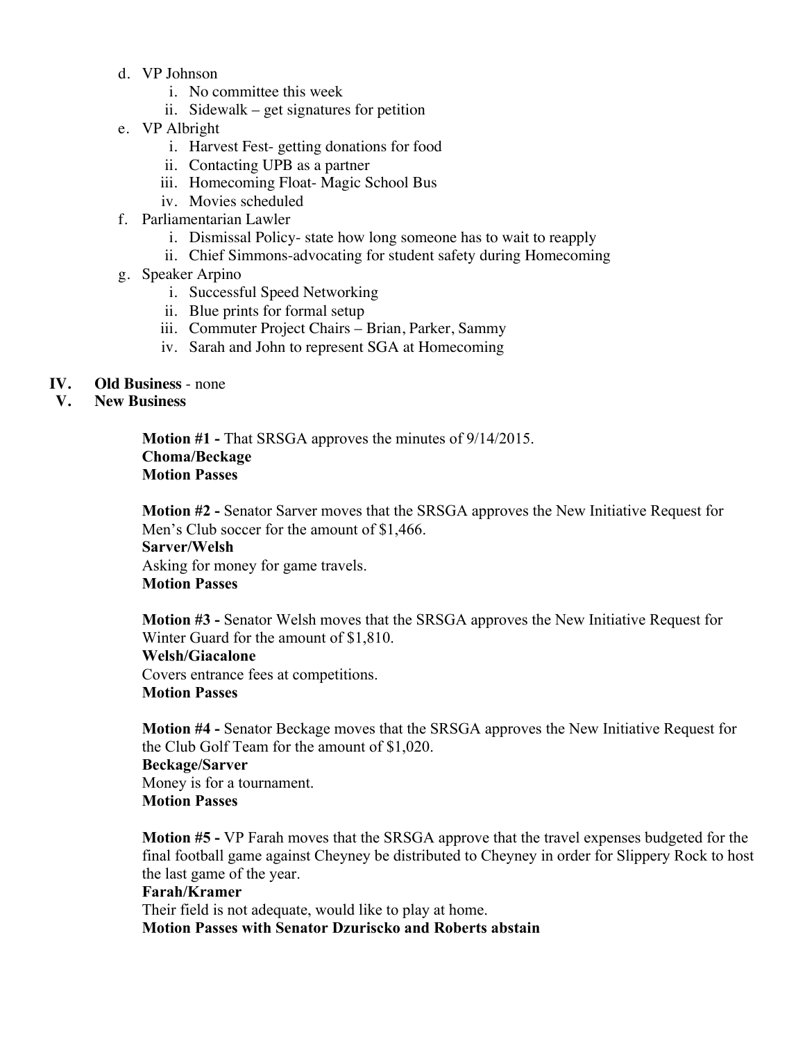d. VP Johnson
    i. No committee this week
    ii. Sidewalk – get signatures for petition
e. VP Albright
    i. Harvest Fest- getting donations for food
    ii. Contacting UPB as a partner
    iii. Homecoming Float- Magic School Bus
    iv. Movies scheduled
f. Parliamentarian Lawler
    i. Dismissal Policy- state how long someone has to wait to reapply
    ii. Chief Simmons-advocating for student safety during Homecoming
g. Speaker Arpino
    i. Successful Speed Networking
    ii. Blue prints for formal setup
    iii. Commuter Project Chairs – Brian, Parker, Sammy
    iv. Sarah and John to represent SGA at Homecoming

**IV. Old Business** - none

**V. New Business**

**Motion #1 -** That SRSGA approves the minutes of 9/14/2015.
**Choma/Beckage**
**Motion Passes**

**Motion #2 -** Senator Sarver moves that the SRSGA approves the New Initiative Request for Men's Club soccer for the amount of $1,466.
**Sarver/Welsh**
Asking for money for game travels.
**Motion Passes**

**Motion #3 -** Senator Welsh moves that the SRSGA approves the New Initiative Request for Winter Guard for the amount of $1,810.
**Welsh/Giacalone**
Covers entrance fees at competitions.
**Motion Passes**

**Motion #4 -** Senator Beckage moves that the SRSGA approves the New Initiative Request for the Club Golf Team for the amount of $1,020.
**Beckage/Sarver**
Money is for a tournament.
**Motion Passes**

**Motion #5 -** VP Farah moves that the SRSGA approve that the travel expenses budgeted for the final football game against Cheyney be distributed to Cheyney in order for Slippery Rock to host the last game of the year.
**Farah/Kramer**
Their field is not adequate, would like to play at home.
**Motion Passes with Senator Dzuriscko and Roberts abstain**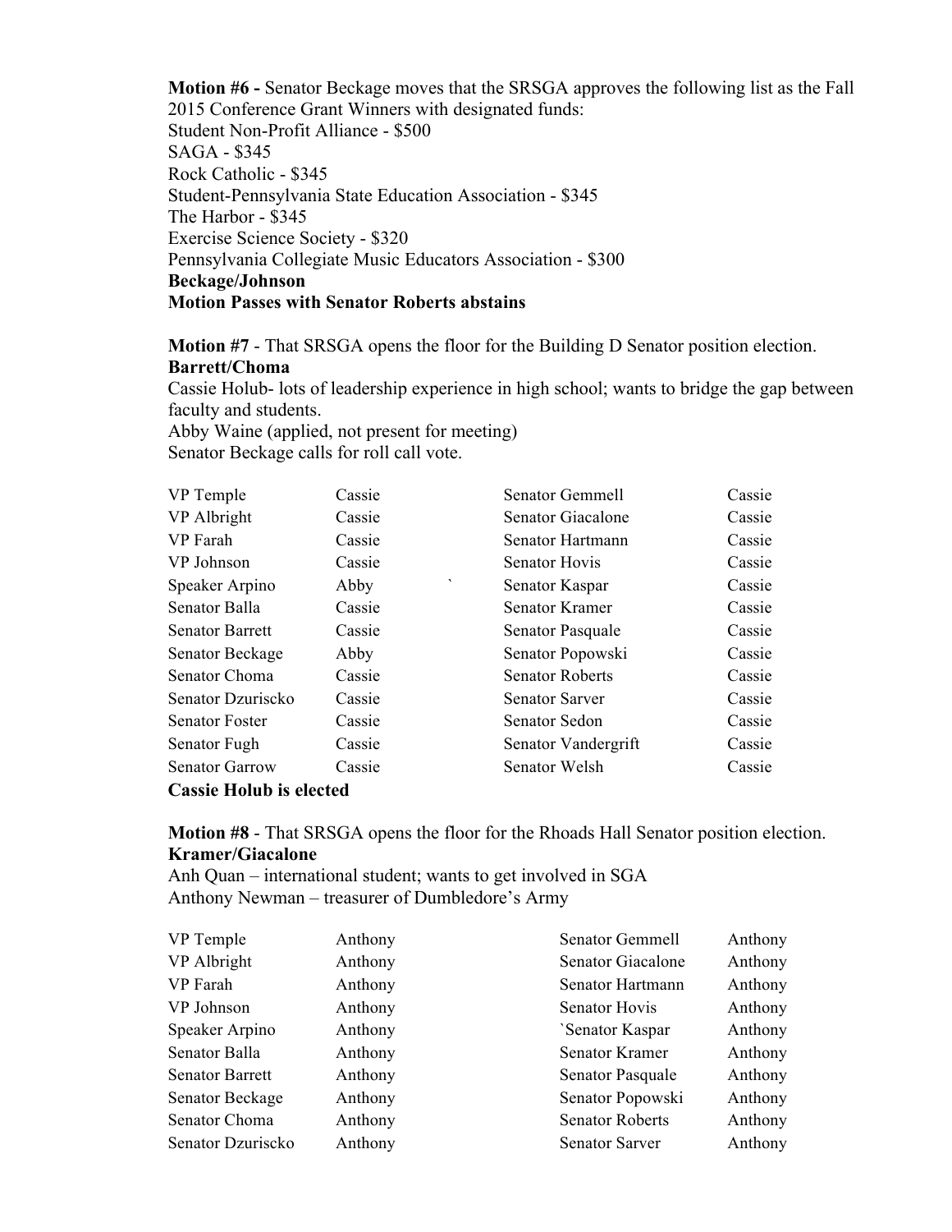**Motion #6 -** Senator Beckage moves that the SRSGA approves the following list as the Fall 2015 Conference Grant Winners with designated funds:
Student Non-Profit Alliance - $500
SAGA - $345
Rock Catholic - $345
Student-Pennsylvania State Education Association - $345
The Harbor - $345
Exercise Science Society - $320
Pennsylvania Collegiate Music Educators Association - $300
**Beckage/Johnson**
**Motion Passes with Senator Roberts abstains**

**Motion #7** - That SRSGA opens the floor for the Building D Senator position election.
**Barrett/Choma**
Cassie Holub- lots of leadership experience in high school; wants to bridge the gap between faculty and students.
Abby Waine (applied, not present for meeting)
Senator Beckage calls for roll call vote.

| | | | |
|---|---|---|---|
| VP Temple | Cassie | Senator Gemmell | Cassie |
| VP Albright | Cassie | Senator Giacalone | Cassie |
| VP Farah | Cassie | Senator Hartmann | Cassie |
| VP Johnson | Cassie | Senator Hovis | Cassie |
| Speaker Arpino | Abby | Senator Kaspar | Cassie |
| Senator Balla | Cassie | Senator Kramer | Cassie |
| Senator Barrett | Cassie | Senator Pasquale | Cassie |
| Senator Beckage | Abby | Senator Popowski | Cassie |
| Senator Choma | Cassie | Senator Roberts | Cassie |
| Senator Dzuriscko | Cassie | Senator Sarver | Cassie |
| Senator Foster | Cassie | Senator Sedon | Cassie |
| Senator Fugh | Cassie | Senator Vandergrift | Cassie |
| Senator Garrow | Cassie | Senator Welsh | Cassie |

**Cassie Holub is elected**

**Motion #8** - That SRSGA opens the floor for the Rhoads Hall Senator position election.
**Kramer/Giacalone**
Anh Quan – international student; wants to get involved in SGA
Anthony Newman – treasurer of Dumbledore's Army

| | | | |
|---|---|---|---|
| VP Temple | Anthony | Senator Gemmell | Anthony |
| VP Albright | Anthony | Senator Giacalone | Anthony |
| VP Farah | Anthony | Senator Hartmann | Anthony |
| VP Johnson | Anthony | Senator Hovis | Anthony |
| Speaker Arpino | Anthony | `Senator Kaspar | Anthony |
| Senator Balla | Anthony | Senator Kramer | Anthony |
| Senator Barrett | Anthony | Senator Pasquale | Anthony |
| Senator Beckage | Anthony | Senator Popowski | Anthony |
| Senator Choma | Anthony | Senator Roberts | Anthony |
| Senator Dzuriscko | Anthony | Senator Sarver | Anthony |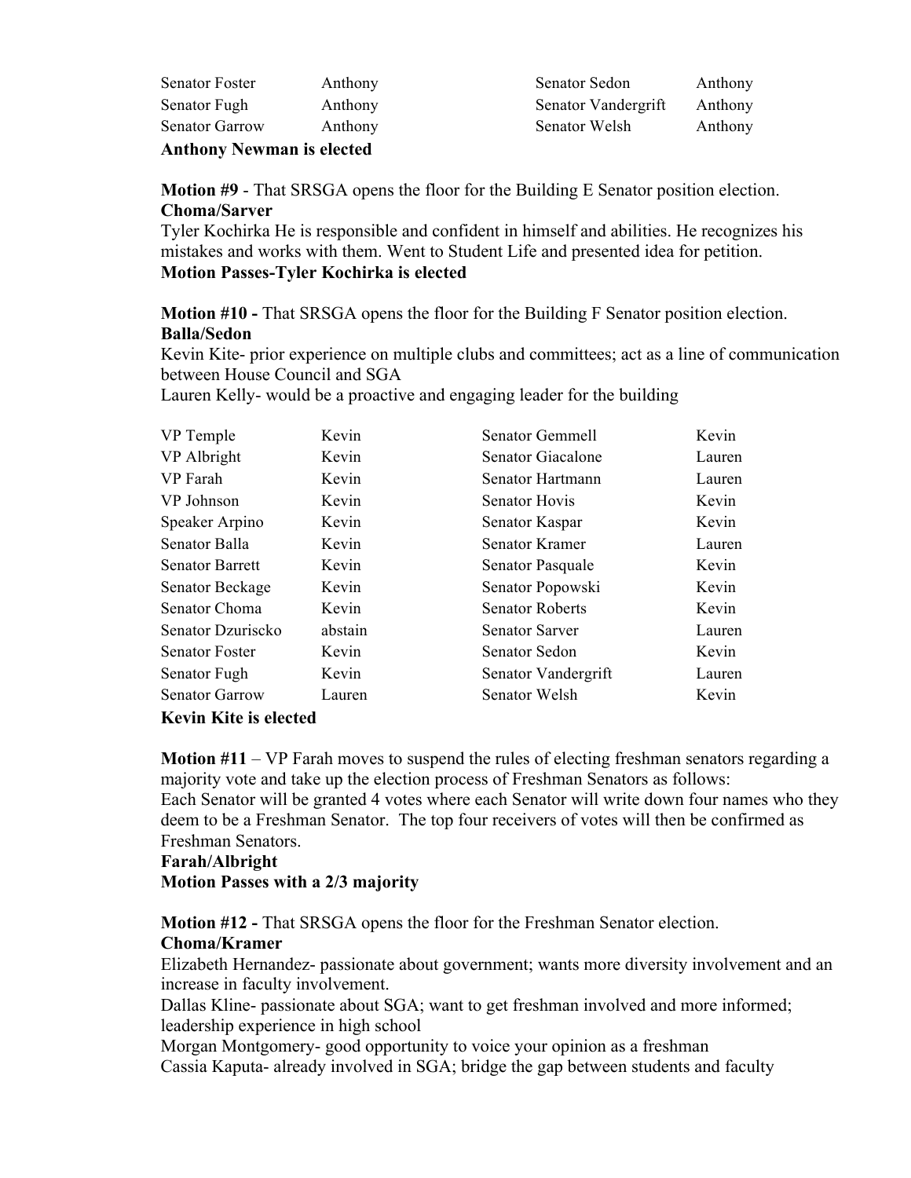| | | | |
|---|---|---|---|
| Senator Foster | Anthony | Senator Sedon | Anthony |
| Senator Fugh | Anthony | Senator Vandergrift | Anthony |
| Senator Garrow | Anthony | Senator Welsh | Anthony |

**Anthony Newman is elected**

**Motion #9** - That SRSGA opens the floor for the Building E Senator position election.
**Choma/Sarver**
Tyler Kochirka He is responsible and confident in himself and abilities. He recognizes his mistakes and works with them. Went to Student Life and presented idea for petition.
**Motion Passes-Tyler Kochirka is elected**

**Motion #10 -** That SRSGA opens the floor for the Building F Senator position election.
**Balla/Sedon**
Kevin Kite- prior experience on multiple clubs and committees; act as a line of communication between House Council and SGA
Lauren Kelly- would be a proactive and engaging leader for the building

| | | | |
|---|---|---|---|
| VP Temple | Kevin | Senator Gemmell | Kevin |
| VP Albright | Kevin | Senator Giacalone | Lauren |
| VP Farah | Kevin | Senator Hartmann | Lauren |
| VP Johnson | Kevin | Senator Hovis | Kevin |
| Speaker Arpino | Kevin | Senator Kaspar | Kevin |
| Senator Balla | Kevin | Senator Kramer | Lauren |
| Senator Barrett | Kevin | Senator Pasquale | Kevin |
| Senator Beckage | Kevin | Senator Popowski | Kevin |
| Senator Choma | Kevin | Senator Roberts | Kevin |
| Senator Dzuriscko | abstain | Senator Sarver | Lauren |
| Senator Foster | Kevin | Senator Sedon | Kevin |
| Senator Fugh | Kevin | Senator Vandergrift | Lauren |
| Senator Garrow | Lauren | Senator Welsh | Kevin |

**Kevin Kite is elected**

**Motion #11** – VP Farah moves to suspend the rules of electing freshman senators regarding a majority vote and take up the election process of Freshman Senators as follows:
Each Senator will be granted 4 votes where each Senator will write down four names who they deem to be a Freshman Senator. The top four receivers of votes will then be confirmed as Freshman Senators.
**Farah/Albright**
**Motion Passes with a 2/3 majority**

**Motion #12 -** That SRSGA opens the floor for the Freshman Senator election.
**Choma/Kramer**
Elizabeth Hernandez- passionate about government; wants more diversity involvement and an increase in faculty involvement.
Dallas Kline- passionate about SGA; want to get freshman involved and more informed; leadership experience in high school
Morgan Montgomery- good opportunity to voice your opinion as a freshman
Cassia Kaputa- already involved in SGA; bridge the gap between students and faculty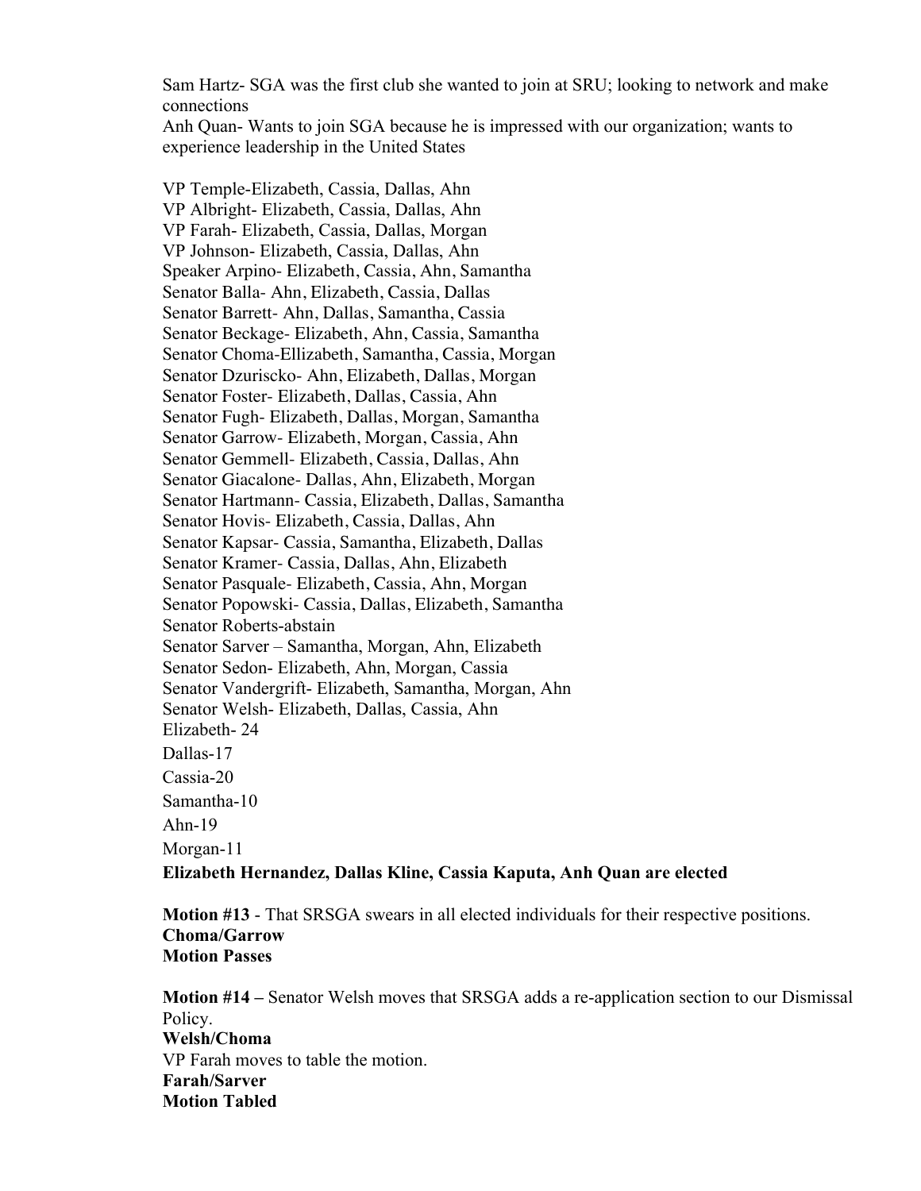Sam Hartz- SGA was the first club she wanted to join at SRU; looking to network and make connections
Anh Quan- Wants to join SGA because he is impressed with our organization; wants to experience leadership in the United States

VP Temple-Elizabeth, Cassia, Dallas, Ahn
VP Albright- Elizabeth, Cassia, Dallas, Ahn
VP Farah- Elizabeth, Cassia, Dallas, Morgan
VP Johnson- Elizabeth, Cassia, Dallas, Ahn
Speaker Arpino- Elizabeth, Cassia, Ahn, Samantha
Senator Balla- Ahn, Elizabeth, Cassia, Dallas
Senator Barrett- Ahn, Dallas, Samantha, Cassia
Senator Beckage- Elizabeth, Ahn, Cassia, Samantha
Senator Choma-Ellizabeth, Samantha, Cassia, Morgan
Senator Dzuriscko- Ahn, Elizabeth, Dallas, Morgan
Senator Foster- Elizabeth, Dallas, Cassia, Ahn
Senator Fugh- Elizabeth, Dallas, Morgan, Samantha
Senator Garrow- Elizabeth, Morgan, Cassia, Ahn
Senator Gemmell- Elizabeth, Cassia, Dallas, Ahn
Senator Giacalone- Dallas, Ahn, Elizabeth, Morgan
Senator Hartmann- Cassia, Elizabeth, Dallas, Samantha
Senator Hovis- Elizabeth, Cassia, Dallas, Ahn
Senator Kapsar- Cassia, Samantha, Elizabeth, Dallas
Senator Kramer- Cassia, Dallas, Ahn, Elizabeth
Senator Pasquale- Elizabeth, Cassia, Ahn, Morgan
Senator Popowski- Cassia, Dallas, Elizabeth, Samantha
Senator Roberts-abstain
Senator Sarver – Samantha, Morgan, Ahn, Elizabeth
Senator Sedon- Elizabeth, Ahn, Morgan, Cassia
Senator Vandergrift- Elizabeth, Samantha, Morgan, Ahn
Senator Welsh- Elizabeth, Dallas, Cassia, Ahn
Elizabeth- 24
Dallas-17
Cassia-20
Samantha-10
Ahn-19
Morgan-11
**Elizabeth Hernandez, Dallas Kline, Cassia Kaputa, Anh Quan are elected**

**Motion #13** - That SRSGA swears in all elected individuals for their respective positions.
**Choma/Garrow**
**Motion Passes**

**Motion #14 –** Senator Welsh moves that SRSGA adds a re-application section to our Dismissal Policy.
**Welsh/Choma**
VP Farah moves to table the motion.
**Farah/Sarver**
**Motion Tabled**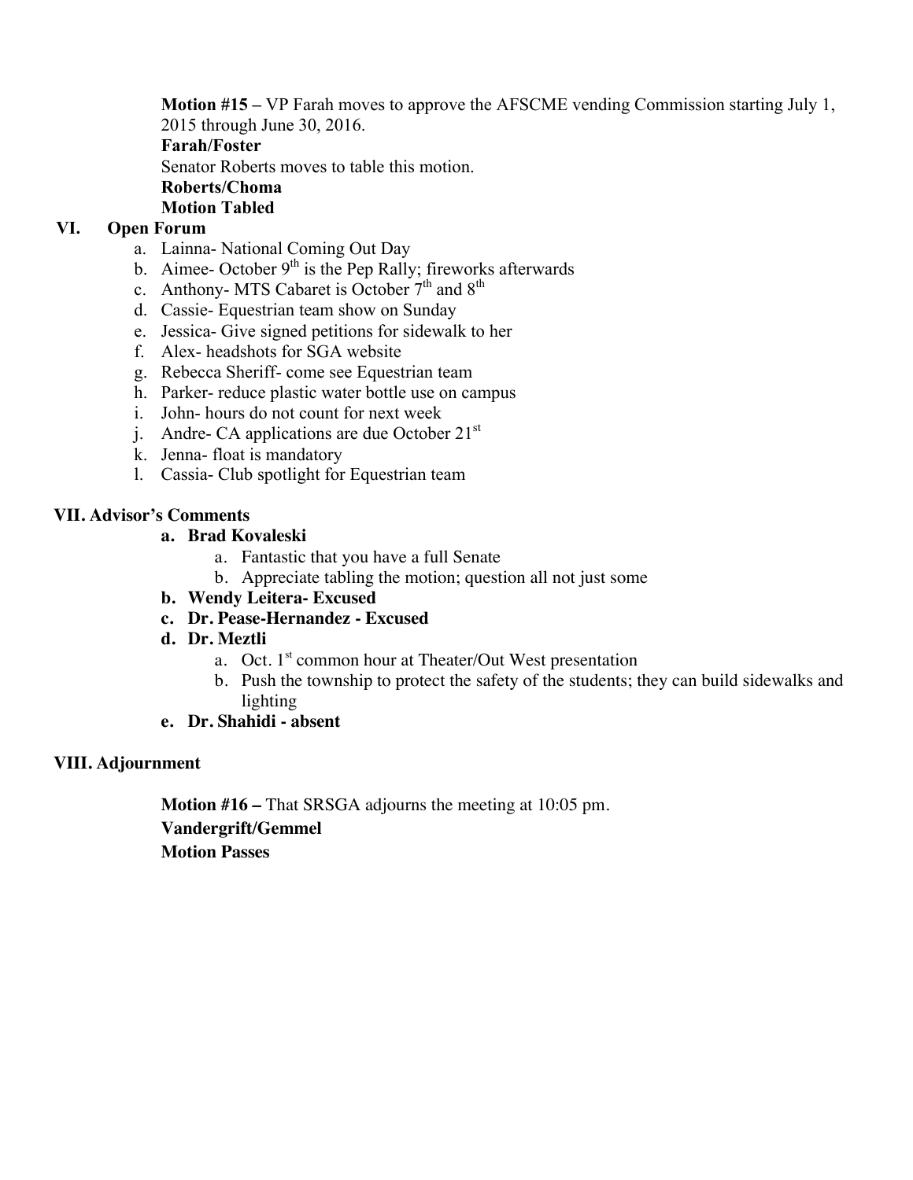**Motion #15 –** VP Farah moves to approve the AFSCME vending Commission starting July 1, 2015 through June 30, 2016.

**Farah/Foster**

Senator Roberts moves to table this motion.

**Roberts/Choma**

**Motion Tabled**

## VI. Open Forum

a. Lainna- National Coming Out Day
b. Aimee- October 9th is the Pep Rally; fireworks afterwards
c. Anthony- MTS Cabaret is October 7th and 8th
d. Cassie- Equestrian team show on Sunday
e. Jessica- Give signed petitions for sidewalk to her
f. Alex- headshots for SGA website
g. Rebecca Sheriff- come see Equestrian team
h. Parker- reduce plastic water bottle use on campus
i. John- hours do not count for next week
j. Andre- CA applications are due October 21st
k. Jenna- float is mandatory
l. Cassia- Club spotlight for Equestrian team

## VII. Advisor's Comments

a. **Brad Kovaleski**
   a. Fantastic that you have a full Senate
   b. Appreciate tabling the motion; question all not just some
b. **Wendy Leitera- Excused**
c. **Dr. Pease-Hernandez - Excused**
d. **Dr. Meztli**
   a. Oct. 1st common hour at Theater/Out West presentation
   b. Push the township to protect the safety of the students; they can build sidewalks and lighting
e. **Dr. Shahidi - absent**

## VIII. Adjournment

**Motion #16 –** That SRSGA adjourns the meeting at 10:05 pm.

**Vandergrift/Gemmel**

**Motion Passes**